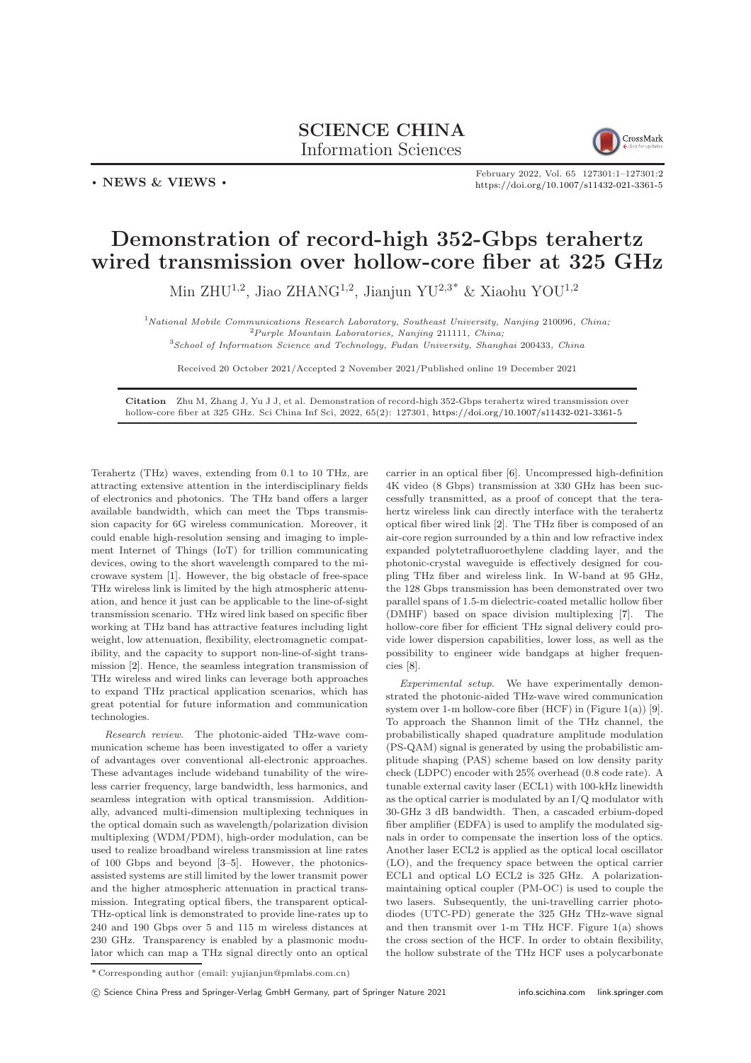**SCIENCE CHINA**
Information Sciences

• **NEWS & VIEWS** •

February 2022, Vol. 65 127301:1–127301:2
https://doi.org/10.1007/s11432-021-3361-5

# Demonstration of record-high 352-Gbps terahertz wired transmission over hollow-core fiber at 325 GHz

Min ZHU[1,2], Jiao ZHANG[1,2], Jianjun YU[2,3*] & Xiaohu YOU[1,2]

[1]*National Mobile Communications Research Laboratory, Southeast University, Nanjing* 210096*, China;*
[2]*Purple Mountain Laboratories, Nanjing* 211111*, China;*
[3]*School of Information Science and Technology, Fudan University, Shanghai* 200433*, China*

Received 20 October 2021/Accepted 2 November 2021/Published online 19 December 2021

**Citation** Zhu M, Zhang J, Yu J J, et al. Demonstration of record-high 352-Gbps terahertz wired transmission over hollow-core fiber at 325 GHz. Sci China Inf Sci, 2022, 65(2): 127301, https://doi.org/10.1007/s11432-021-3361-5

Terahertz (THz) waves, extending from 0.1 to 10 THz, are attracting extensive attention in the interdisciplinary fields of electronics and photonics. The THz band offers a larger available bandwidth, which can meet the Tbps transmission capacity for 6G wireless communication. Moreover, it could enable high-resolution sensing and imaging to implement Internet of Things (IoT) for trillion communicating devices, owing to the short wavelength compared to the microwave system [1]. However, the big obstacle of free-space THz wireless link is limited by the high atmospheric attenuation, and hence it just can be applicable to the line-of-sight transmission scenario. THz wired link based on specific fiber working at THz band has attractive features including light weight, low attenuation, flexibility, electromagnetic compatibility, and the capacity to support non-line-of-sight transmission [2]. Hence, the seamless integration transmission of THz wireless and wired links can leverage both approaches to expand THz practical application scenarios, which has great potential for future information and communication technologies.

*Research review.* The photonic-aided THz-wave communication scheme has been investigated to offer a variety of advantages over conventional all-electronic approaches. These advantages include wideband tunability of the wireless carrier frequency, large bandwidth, less harmonics, and seamless integration with optical transmission. Additionally, advanced multi-dimension multiplexing techniques in the optical domain such as wavelength/polarization division multiplexing (WDM/PDM), high-order modulation, can be used to realize broadband wireless transmission at line rates of 100 Gbps and beyond [3–5]. However, the photonics-assisted systems are still limited by the lower transmit power and the higher atmospheric attenuation in practical transmission. Integrating optical fibers, the transparent optical-THz-optical link is demonstrated to provide line-rates up to 240 and 190 Gbps over 5 and 115 m wireless distances at 230 GHz. Transparency is enabled by a plasmonic modulator which can map a THz signal directly onto an optical carrier in an optical fiber [6]. Uncompressed high-definition 4K video (8 Gbps) transmission at 330 GHz has been successfully transmitted, as a proof of concept that the terahertz wireless link can directly interface with the terahertz optical fiber wired link [2]. The THz fiber is composed of an air-core region surrounded by a thin and low refractive index expanded polytetrafluoroethylene cladding layer, and the photonic-crystal waveguide is effectively designed for coupling THz fiber and wireless link. In W-band at 95 GHz, the 128 Gbps transmission has been demonstrated over two parallel spans of 1.5-m dielectric-coated metallic hollow fiber (DMHF) based on space division multiplexing [7]. The hollow-core fiber for efficient THz signal delivery could provide lower dispersion capabilities, lower loss, as well as the possibility to engineer wide bandgaps at higher frequencies [8].

*Experimental setup.* We have experimentally demonstrated the photonic-aided THz-wave wired communication system over 1-m hollow-core fiber (HCF) in (Figure 1(a)) [9]. To approach the Shannon limit of the THz channel, the probabilistically shaped quadrature amplitude modulation (PS-QAM) signal is generated by using the probabilistic amplitude shaping (PAS) scheme based on low density parity check (LDPC) encoder with 25% overhead (0.8 code rate). A tunable external cavity laser (ECL1) with 100-kHz linewidth as the optical carrier is modulated by an I/Q modulator with 30-GHz 3 dB bandwidth. Then, a cascaded erbium-doped fiber amplifier (EDFA) is used to amplify the modulated signals in order to compensate the insertion loss of the optics. Another laser ECL2 is applied as the optical local oscillator (LO), and the frequency space between the optical carrier ECL1 and optical LO ECL2 is 325 GHz. A polarization-maintaining optical coupler (PM-OC) is used to couple the two lasers. Subsequently, the uni-travelling carrier photodiodes (UTC-PD) generate the 325 GHz THz-wave signal and then transmit over 1-m THz HCF. Figure 1(a) shows the cross section of the HCF. In order to obtain flexibility, the hollow substrate of the THz HCF uses a polycarbonate

\* Corresponding author (email: yujianjun@pmlabs.com.cn)

© Science China Press and Springer-Verlag GmbH Germany, part of Springer Nature 2021 info.scichina.com link.springer.com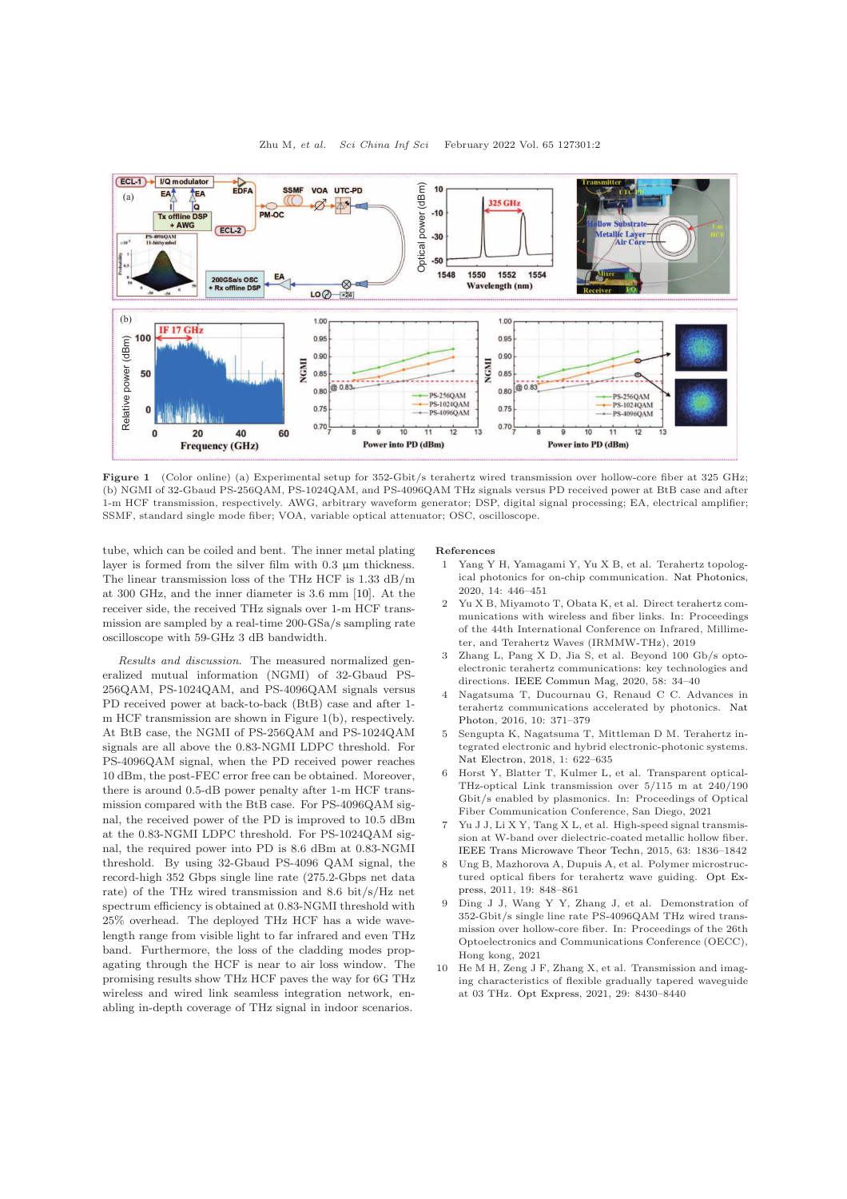ECL-1
I/Q modulator
EA
EA
I
Q
Tx offline DSP + AWG
EDFA
ECL-2
PM-OC
SSMF
VOA
UTC-PD
200GSa/s OSC + Rx offline DSP
EA
LO
×24
(a)
PS-4096QAM 11-bit/symbol

Optical power (dBm)
10
-10
-30
-50
1548
1550
1552
1554
Wavelength (nm)
325 GHz

Transmitter
UTC-PD
Hollow Substrate
Metallic Layer
Air Core
1 m HCF
Mixer
Receiver
LO

(b)
Relative power (dBm)
100
50
0
0
20
40
60
Frequency (GHz)
IF 17 GHz

NGMI
1.00
0.95
0.90
0.85
0.80
0.75
0.70
7
8
9
10
11
12
13
Power into PD (dBm)
@ 0.83
PS-256QAM
PS-1024QAM
PS-4096QAM

NGMI
1.00
0.95
0.90
0.85
0.80
0.75
0.70
7
8
9
10
11
12
13
Power into PD (dBm)
@ 0.83
PS-256QAM
PS-1024QAM
PS-4096QAM

**Figure 1** (Color online) (a) Experimental setup for 352-Gbit/s terahertz wired transmission over hollow-core fiber at 325 GHz; (b) NGMI of 32-Gbaud PS-256QAM, PS-1024QAM, and PS-4096QAM THz signals versus PD received power at BtB case and after 1-m HCF transmission, respectively. AWG, arbitrary waveform generator; DSP, digital signal processing; EA, electrical amplifier; SSMF, standard single mode fiber; VOA, variable optical attenuator; OSC, oscilloscope.

tube, which can be coiled and bent. The inner metal plating layer is formed from the silver film with 0.3 μm thickness. The linear transmission loss of the THz HCF is 1.33 dB/m at 300 GHz, and the inner diameter is 3.6 mm [10]. At the receiver side, the received THz signals over 1-m HCF transmission are sampled by a real-time 200-GSa/s sampling rate oscilloscope with 59-GHz 3 dB bandwidth.

*Results and discussion.* The measured normalized generalized mutual information (NGMI) of 32-Gbaud PS-256QAM, PS-1024QAM, and PS-4096QAM signals versus PD received power at back-to-back (BtB) case and after 1-m HCF transmission are shown in Figure 1(b), respectively. At BtB case, the NGMI of PS-256QAM and PS-1024QAM signals are all above the 0.83-NGMI LDPC threshold. For PS-4096QAM signal, when the PD received power reaches 10 dBm, the post-FEC error free can be obtained. Moreover, there is around 0.5-dB power penalty after 1-m HCF transmission compared with the BtB case. For PS-4096QAM signal, the received power of the PD is improved to 10.5 dBm at the 0.83-NGMI LDPC threshold. For PS-1024QAM signal, the required power into PD is 8.6 dBm at 0.83-NGMI threshold. By using 32-Gbaud PS-4096 QAM signal, the record-high 352 Gbps single line rate (275.2-Gbps net data rate) of the THz wired transmission and 8.6 bit/s/Hz net spectrum efficiency is obtained at 0.83-NGMI threshold with 25% overhead. The deployed THz HCF has a wide wavelength range from visible light to far infrared and even THz band. Furthermore, the loss of the cladding modes propagating through the HCF is near to air loss window. The promising results show THz HCF paves the way for 6G THz wireless and wired link seamless integration network, enabling in-depth coverage of THz signal in indoor scenarios.

## References

1. Yang Y H, Yamagami Y, Yu X B, et al. Terahertz topological photonics for on-chip communication. Nat Photonics, 2020, 14: 446–451
2. Yu X B, Miyamoto T, Obata K, et al. Direct terahertz communications with wireless and fiber links. In: Proceedings of the 44th International Conference on Infrared, Millimeter, and Terahertz Waves (IRMMW-THz), 2019
3. Zhang L, Pang X D, Jia S, et al. Beyond 100 Gb/s optoelectronic terahertz communications: key technologies and directions. IEEE Commun Mag, 2020, 58: 34–40
4. Nagatsuma T, Ducournau G, Renaud C C. Advances in terahertz communications accelerated by photonics. Nat Photon, 2016, 10: 371–379
5. Sengupta K, Nagatsuma T, Mittleman D M. Terahertz integrated electronic and hybrid electronic-photonic systems. Nat Electron, 2018, 1: 622–635
6. Horst Y, Blatter T, Kulmer L, et al. Transparent optical-THz-optical Link transmission over 5/115 m at 240/190 Gbit/s enabled by plasmonics. In: Proceedings of Optical Fiber Communication Conference, San Diego, 2021
7. Yu J J, Li X Y, Tang X L, et al. High-speed signal transmission at W-band over dielectric-coated metallic hollow fiber. IEEE Trans Microwave Theor Techn, 2015, 63: 1836–1842
8. Ung B, Mazhorova A, Dupuis A, et al. Polymer microstructured optical fibers for terahertz wave guiding. Opt Express, 2011, 19: 848–861
9. Ding J J, Wang Y Y, Zhang J, et al. Demonstration of 352-Gbit/s single line rate PS-4096QAM THz wired transmission over hollow-core fiber. In: Proceedings of the 26th Optoelectronics and Communications Conference (OECC), Hong kong, 2021
10. He M H, Zeng J F, Zhang X, et al. Transmission and imaging characteristics of flexible gradually tapered waveguide at 03 THz. Opt Express, 2021, 29: 8430–8440